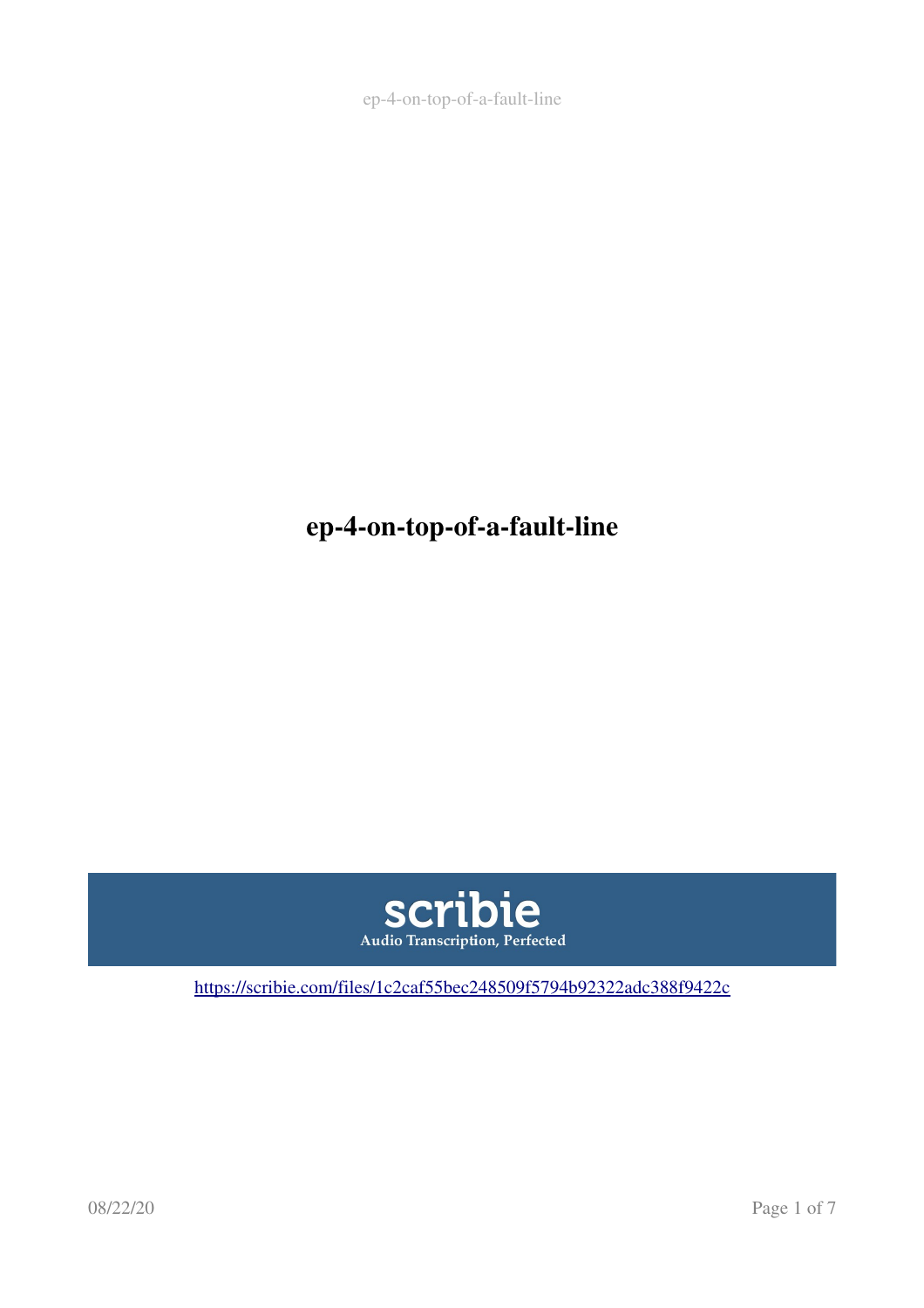# ep-4-on-top-of-a-fault-line

scribie

Audio Transcription, Perfected

https://scribie.com/files/1c2caf55bec248509f5794b92322adc388f9422c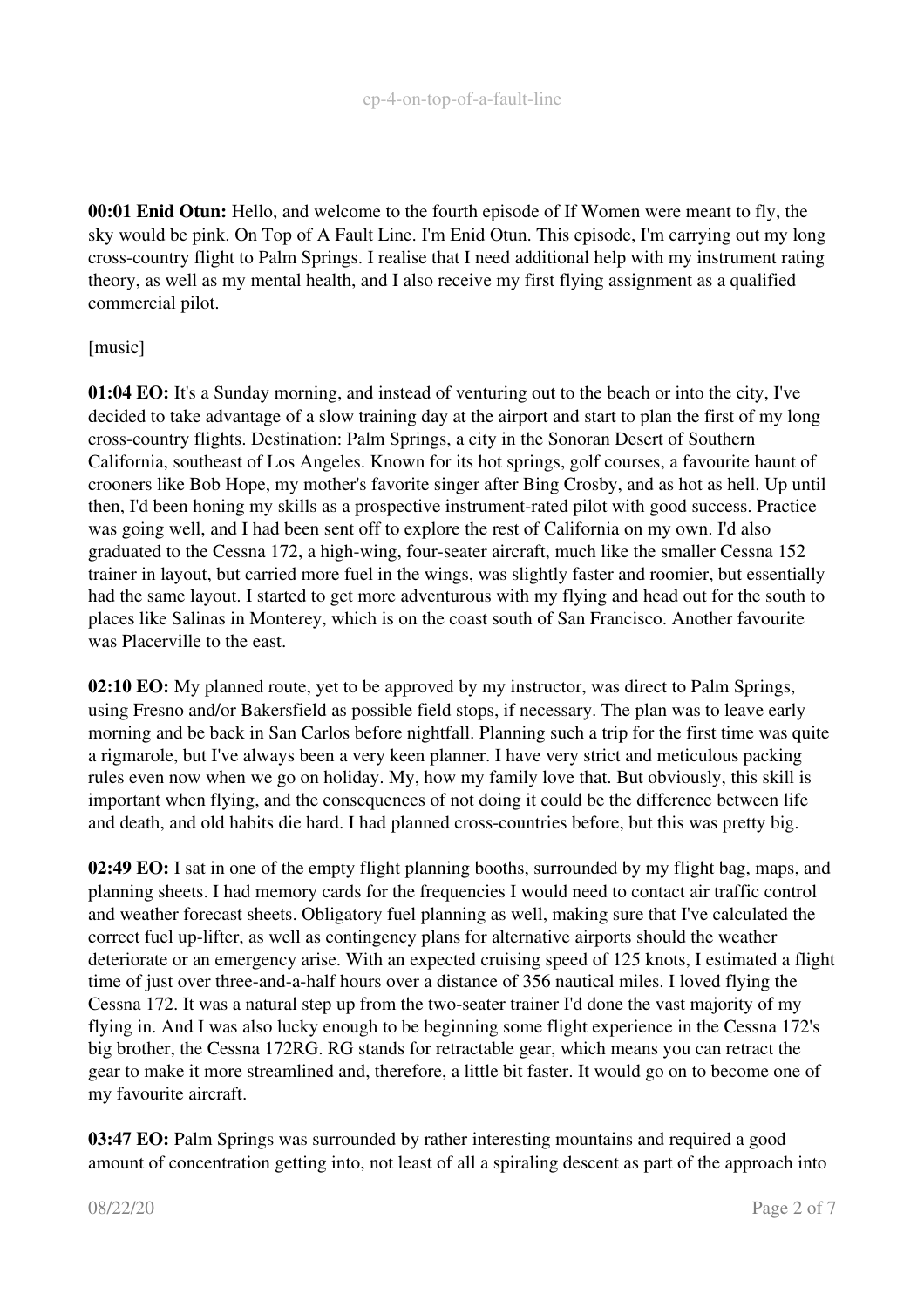**00:01 Enid Otun:** Hello, and welcome to the fourth episode of If Women were meant to fly, the sky would be pink. On Top of A Fault Line. I'm Enid Otun. This episode, I'm carrying out my long cross-country flight to Palm Springs. I realise that I need additional help with my instrument rating theory, as well as my mental health, and I also receive my first flying assignment as a qualified commercial pilot.

[music]

**01:04 EO:** It's a Sunday morning, and instead of venturing out to the beach or into the city, I've decided to take advantage of a slow training day at the airport and start to plan the first of my long cross-country flights. Destination: Palm Springs, a city in the Sonoran Desert of Southern California, southeast of Los Angeles. Known for its hot springs, golf courses, a favourite haunt of crooners like Bob Hope, my mother's favorite singer after Bing Crosby, and as hot as hell. Up until then, I'd been honing my skills as a prospective instrument-rated pilot with good success. Practice was going well, and I had been sent off to explore the rest of California on my own. I'd also graduated to the Cessna 172, a high-wing, four-seater aircraft, much like the smaller Cessna 152 trainer in layout, but carried more fuel in the wings, was slightly faster and roomier, but essentially had the same layout. I started to get more adventurous with my flying and head out for the south to places like Salinas in Monterey, which is on the coast south of San Francisco. Another favourite was Placerville to the east.

**02:10 EO:** My planned route, yet to be approved by my instructor, was direct to Palm Springs, using Fresno and/or Bakersfield as possible field stops, if necessary. The plan was to leave early morning and be back in San Carlos before nightfall. Planning such a trip for the first time was quite a rigmarole, but I've always been a very keen planner. I have very strict and meticulous packing rules even now when we go on holiday. My, how my family love that. But obviously, this skill is important when flying, and the consequences of not doing it could be the difference between life and death, and old habits die hard. I had planned cross-countries before, but this was pretty big.

**02:49 EO:** I sat in one of the empty flight planning booths, surrounded by my flight bag, maps, and planning sheets. I had memory cards for the frequencies I would need to contact air traffic control and weather forecast sheets. Obligatory fuel planning as well, making sure that I've calculated the correct fuel up-lifter, as well as contingency plans for alternative airports should the weather deteriorate or an emergency arise. With an expected cruising speed of 125 knots, I estimated a flight time of just over three-and-a-half hours over a distance of 356 nautical miles. I loved flying the Cessna 172. It was a natural step up from the two-seater trainer I'd done the vast majority of my flying in. And I was also lucky enough to be beginning some flight experience in the Cessna 172's big brother, the Cessna 172RG. RG stands for retractable gear, which means you can retract the gear to make it more streamlined and, therefore, a little bit faster. It would go on to become one of my favourite aircraft.

**03:47 EO:** Palm Springs was surrounded by rather interesting mountains and required a good amount of concentration getting into, not least of all a spiraling descent as part of the approach into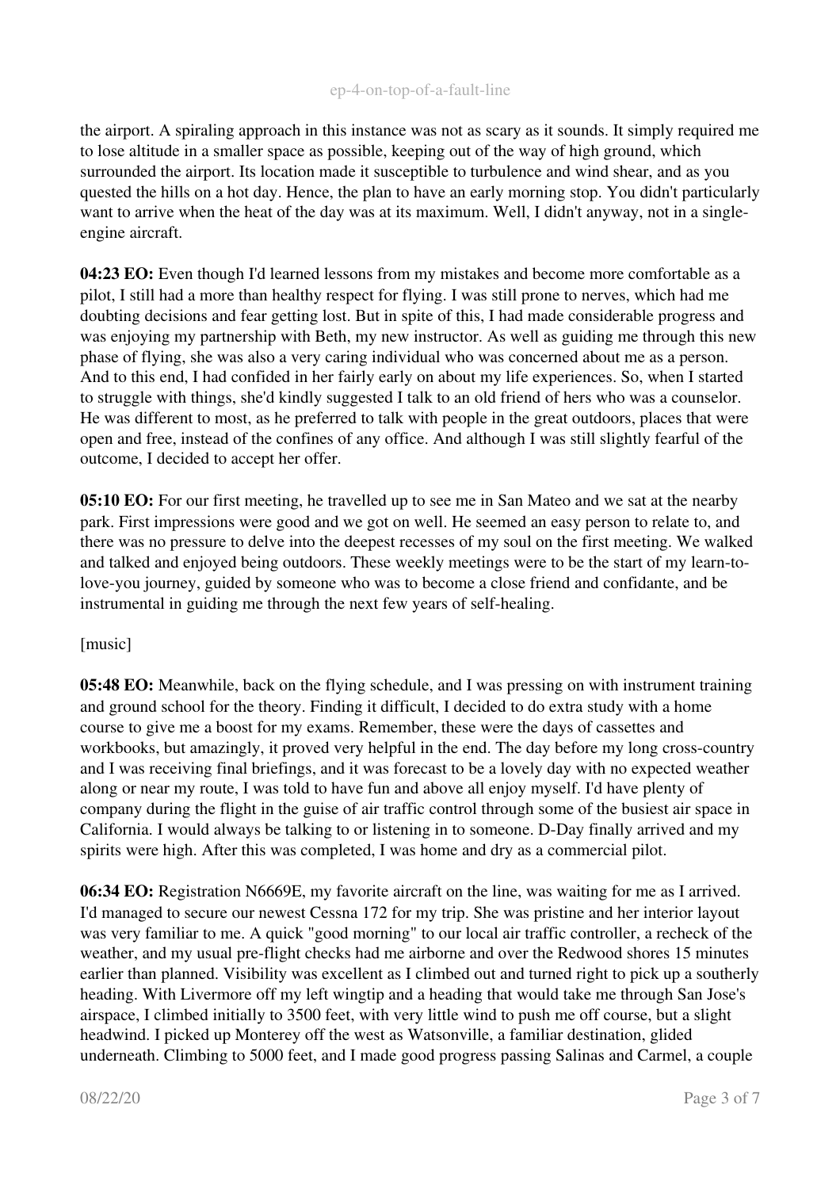the airport. A spiraling approach in this instance was not as scary as it sounds. It simply required me to lose altitude in a smaller space as possible, keeping out of the way of high ground, which surrounded the airport. Its location made it susceptible to turbulence and wind shear, and as you quested the hills on a hot day. Hence, the plan to have an early morning stop. You didn't particularly want to arrive when the heat of the day was at its maximum. Well, I didn't anyway, not in a single-engine aircraft.

**04:23 EO:** Even though I'd learned lessons from my mistakes and become more comfortable as a pilot, I still had a more than healthy respect for flying. I was still prone to nerves, which had me doubting decisions and fear getting lost. But in spite of this, I had made considerable progress and was enjoying my partnership with Beth, my new instructor. As well as guiding me through this new phase of flying, she was also a very caring individual who was concerned about me as a person. And to this end, I had confided in her fairly early on about my life experiences. So, when I started to struggle with things, she'd kindly suggested I talk to an old friend of hers who was a counselor. He was different to most, as he preferred to talk with people in the great outdoors, places that were open and free, instead of the confines of any office. And although I was still slightly fearful of the outcome, I decided to accept her offer.

**05:10 EO:** For our first meeting, he travelled up to see me in San Mateo and we sat at the nearby park. First impressions were good and we got on well. He seemed an easy person to relate to, and there was no pressure to delve into the deepest recesses of my soul on the first meeting. We walked and talked and enjoyed being outdoors. These weekly meetings were to be the start of my learn-to-love-you journey, guided by someone who was to become a close friend and confidante, and be instrumental in guiding me through the next few years of self-healing.

[music]

**05:48 EO:** Meanwhile, back on the flying schedule, and I was pressing on with instrument training and ground school for the theory. Finding it difficult, I decided to do extra study with a home course to give me a boost for my exams. Remember, these were the days of cassettes and workbooks, but amazingly, it proved very helpful in the end. The day before my long cross-country and I was receiving final briefings, and it was forecast to be a lovely day with no expected weather along or near my route, I was told to have fun and above all enjoy myself. I'd have plenty of company during the flight in the guise of air traffic control through some of the busiest air space in California. I would always be talking to or listening in to someone. D-Day finally arrived and my spirits were high. After this was completed, I was home and dry as a commercial pilot.

**06:34 EO:** Registration N6669E, my favorite aircraft on the line, was waiting for me as I arrived. I'd managed to secure our newest Cessna 172 for my trip. She was pristine and her interior layout was very familiar to me. A quick "good morning" to our local air traffic controller, a recheck of the weather, and my usual pre-flight checks had me airborne and over the Redwood shores 15 minutes earlier than planned. Visibility was excellent as I climbed out and turned right to pick up a southerly heading. With Livermore off my left wingtip and a heading that would take me through San Jose's airspace, I climbed initially to 3500 feet, with very little wind to push me off course, but a slight headwind. I picked up Monterey off the west as Watsonville, a familiar destination, glided underneath. Climbing to 5000 feet, and I made good progress passing Salinas and Carmel, a couple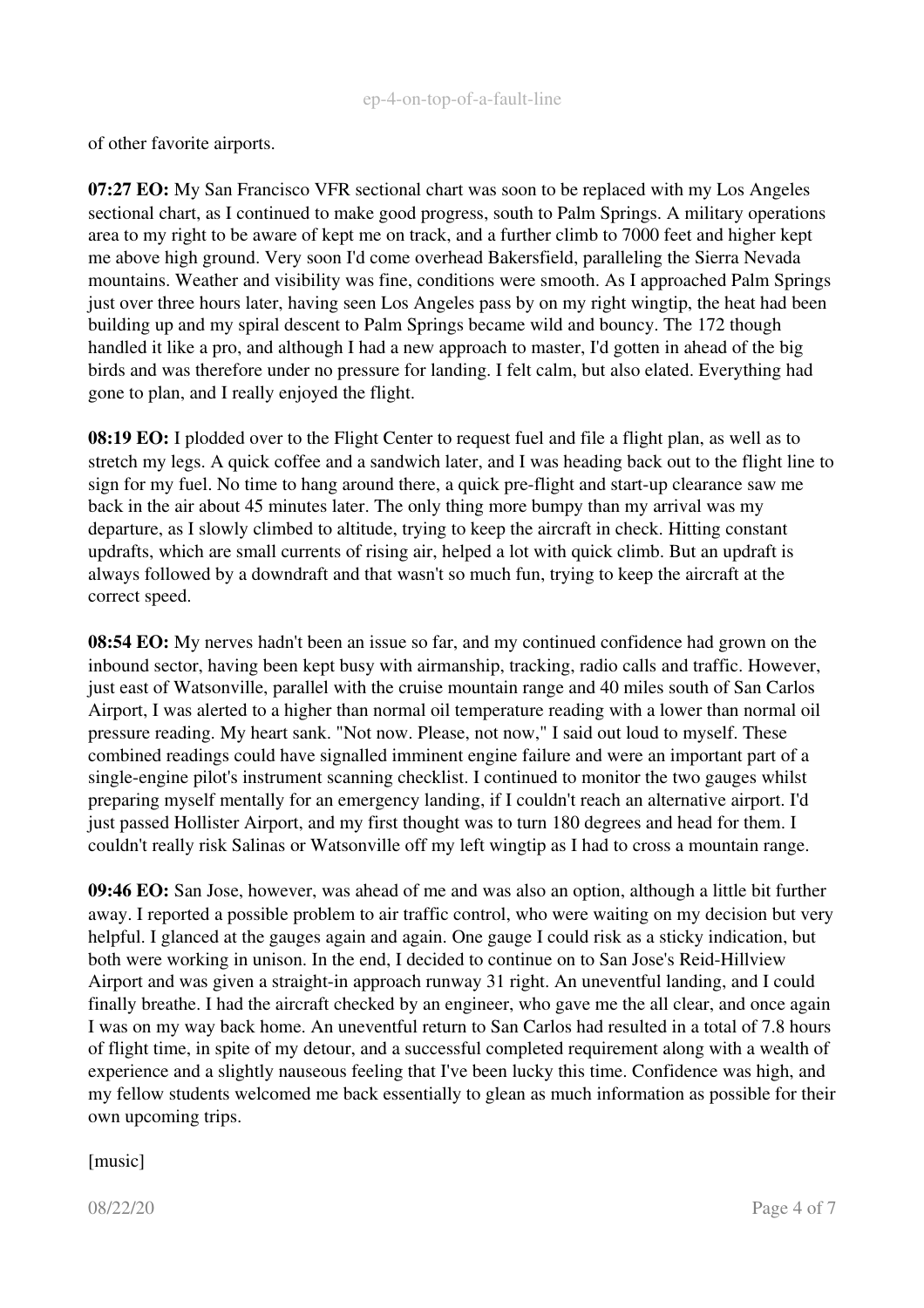of other favorite airports.

**07:27 EO:** My San Francisco VFR sectional chart was soon to be replaced with my Los Angeles sectional chart, as I continued to make good progress, south to Palm Springs. A military operations area to my right to be aware of kept me on track, and a further climb to 7000 feet and higher kept me above high ground. Very soon I'd come overhead Bakersfield, paralleling the Sierra Nevada mountains. Weather and visibility was fine, conditions were smooth. As I approached Palm Springs just over three hours later, having seen Los Angeles pass by on my right wingtip, the heat had been building up and my spiral descent to Palm Springs became wild and bouncy. The 172 though handled it like a pro, and although I had a new approach to master, I'd gotten in ahead of the big birds and was therefore under no pressure for landing. I felt calm, but also elated. Everything had gone to plan, and I really enjoyed the flight.

**08:19 EO:** I plodded over to the Flight Center to request fuel and file a flight plan, as well as to stretch my legs. A quick coffee and a sandwich later, and I was heading back out to the flight line to sign for my fuel. No time to hang around there, a quick pre-flight and start-up clearance saw me back in the air about 45 minutes later. The only thing more bumpy than my arrival was my departure, as I slowly climbed to altitude, trying to keep the aircraft in check. Hitting constant updrafts, which are small currents of rising air, helped a lot with quick climb. But an updraft is always followed by a downdraft and that wasn't so much fun, trying to keep the aircraft at the correct speed.

**08:54 EO:** My nerves hadn't been an issue so far, and my continued confidence had grown on the inbound sector, having been kept busy with airmanship, tracking, radio calls and traffic. However, just east of Watsonville, parallel with the cruise mountain range and 40 miles south of San Carlos Airport, I was alerted to a higher than normal oil temperature reading with a lower than normal oil pressure reading. My heart sank. "Not now. Please, not now," I said out loud to myself. These combined readings could have signalled imminent engine failure and were an important part of a single-engine pilot's instrument scanning checklist. I continued to monitor the two gauges whilst preparing myself mentally for an emergency landing, if I couldn't reach an alternative airport. I'd just passed Hollister Airport, and my first thought was to turn 180 degrees and head for them. I couldn't really risk Salinas or Watsonville off my left wingtip as I had to cross a mountain range.

**09:46 EO:** San Jose, however, was ahead of me and was also an option, although a little bit further away. I reported a possible problem to air traffic control, who were waiting on my decision but very helpful. I glanced at the gauges again and again. One gauge I could risk as a sticky indication, but both were working in unison. In the end, I decided to continue on to San Jose's Reid-Hillview Airport and was given a straight-in approach runway 31 right. An uneventful landing, and I could finally breathe. I had the aircraft checked by an engineer, who gave me the all clear, and once again I was on my way back home. An uneventful return to San Carlos had resulted in a total of 7.8 hours of flight time, in spite of my detour, and a successful completed requirement along with a wealth of experience and a slightly nauseous feeling that I've been lucky this time. Confidence was high, and my fellow students welcomed me back essentially to glean as much information as possible for their own upcoming trips.

[music]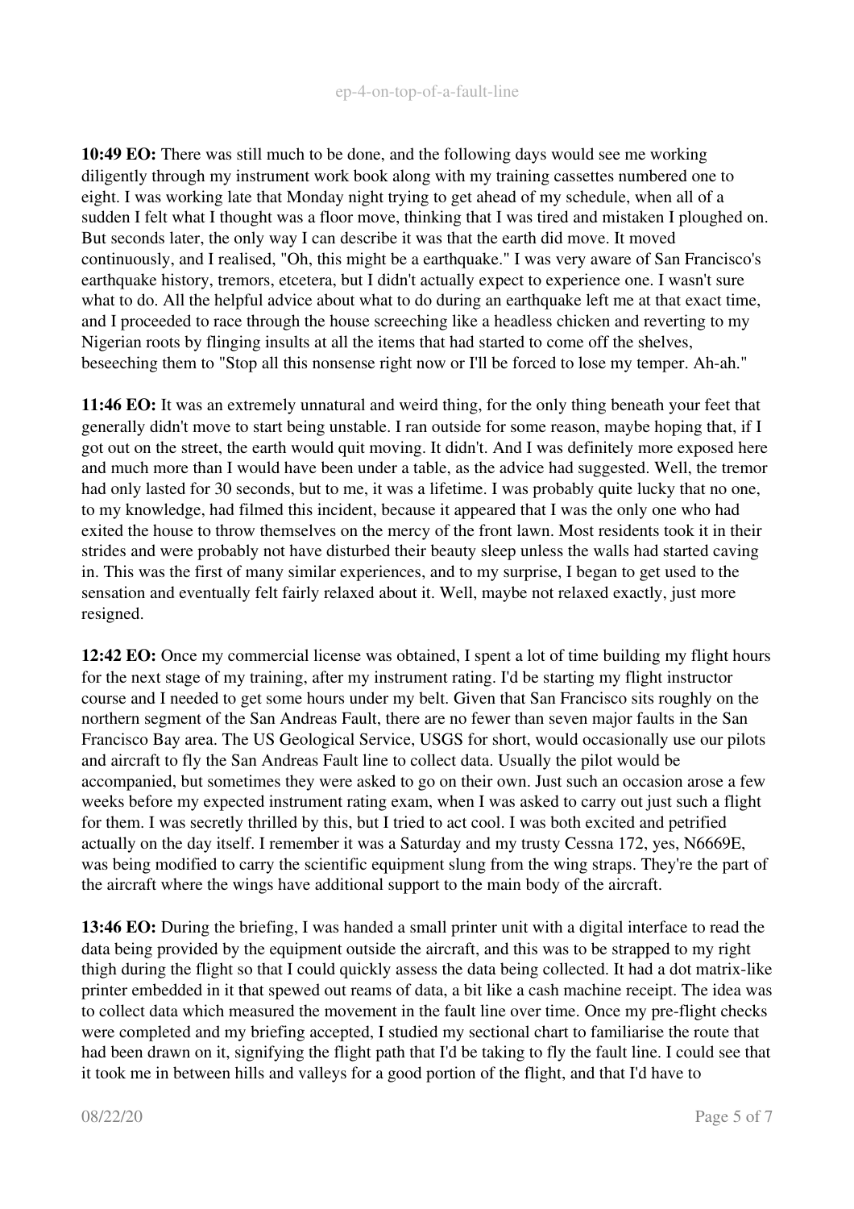**10:49 EO:** There was still much to be done, and the following days would see me working diligently through my instrument work book along with my training cassettes numbered one to eight. I was working late that Monday night trying to get ahead of my schedule, when all of a sudden I felt what I thought was a floor move, thinking that I was tired and mistaken I ploughed on. But seconds later, the only way I can describe it was that the earth did move. It moved continuously, and I realised, "Oh, this might be a earthquake." I was very aware of San Francisco's earthquake history, tremors, etcetera, but I didn't actually expect to experience one. I wasn't sure what to do. All the helpful advice about what to do during an earthquake left me at that exact time, and I proceeded to race through the house screeching like a headless chicken and reverting to my Nigerian roots by flinging insults at all the items that had started to come off the shelves, beseeching them to "Stop all this nonsense right now or I'll be forced to lose my temper. Ah-ah."

**11:46 EO:** It was an extremely unnatural and weird thing, for the only thing beneath your feet that generally didn't move to start being unstable. I ran outside for some reason, maybe hoping that, if I got out on the street, the earth would quit moving. It didn't. And I was definitely more exposed here and much more than I would have been under a table, as the advice had suggested. Well, the tremor had only lasted for 30 seconds, but to me, it was a lifetime. I was probably quite lucky that no one, to my knowledge, had filmed this incident, because it appeared that I was the only one who had exited the house to throw themselves on the mercy of the front lawn. Most residents took it in their strides and were probably not have disturbed their beauty sleep unless the walls had started caving in. This was the first of many similar experiences, and to my surprise, I began to get used to the sensation and eventually felt fairly relaxed about it. Well, maybe not relaxed exactly, just more resigned.

**12:42 EO:** Once my commercial license was obtained, I spent a lot of time building my flight hours for the next stage of my training, after my instrument rating. I'd be starting my flight instructor course and I needed to get some hours under my belt. Given that San Francisco sits roughly on the northern segment of the San Andreas Fault, there are no fewer than seven major faults in the San Francisco Bay area. The US Geological Service, USGS for short, would occasionally use our pilots and aircraft to fly the San Andreas Fault line to collect data. Usually the pilot would be accompanied, but sometimes they were asked to go on their own. Just such an occasion arose a few weeks before my expected instrument rating exam, when I was asked to carry out just such a flight for them. I was secretly thrilled by this, but I tried to act cool. I was both excited and petrified actually on the day itself. I remember it was a Saturday and my trusty Cessna 172, yes, N6669E, was being modified to carry the scientific equipment slung from the wing straps. They're the part of the aircraft where the wings have additional support to the main body of the aircraft.

**13:46 EO:** During the briefing, I was handed a small printer unit with a digital interface to read the data being provided by the equipment outside the aircraft, and this was to be strapped to my right thigh during the flight so that I could quickly assess the data being collected. It had a dot matrix-like printer embedded in it that spewed out reams of data, a bit like a cash machine receipt. The idea was to collect data which measured the movement in the fault line over time. Once my pre-flight checks were completed and my briefing accepted, I studied my sectional chart to familiarise the route that had been drawn on it, signifying the flight path that I'd be taking to fly the fault line. I could see that it took me in between hills and valleys for a good portion of the flight, and that I'd have to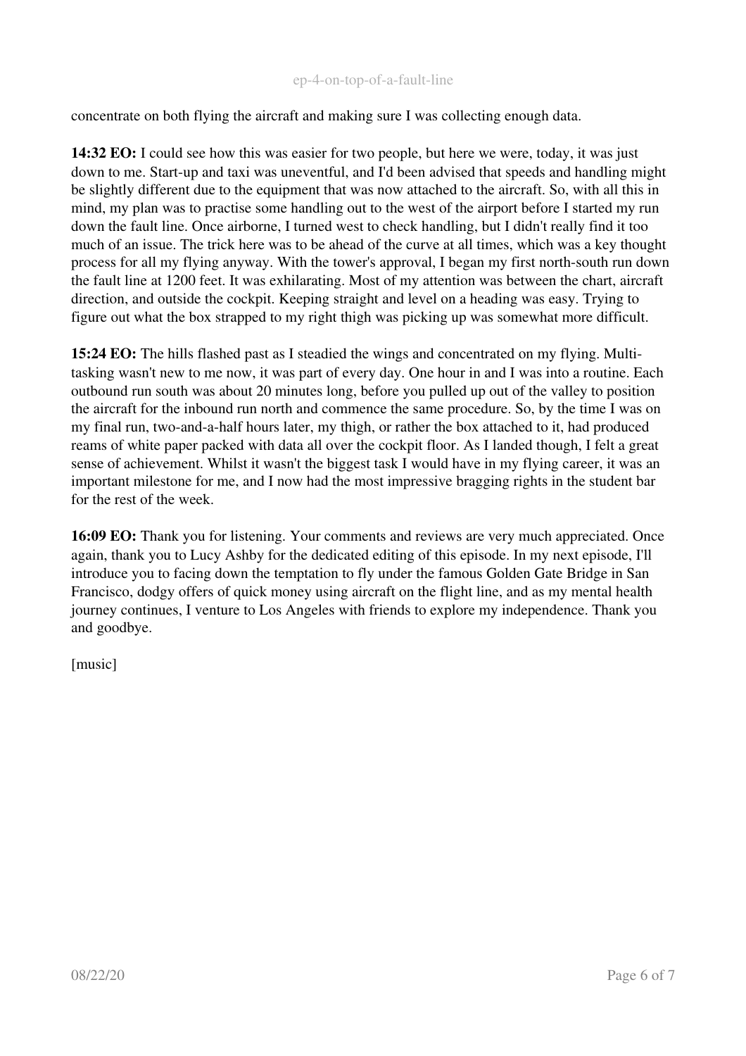concentrate on both flying the aircraft and making sure I was collecting enough data.

**14:32 EO:** I could see how this was easier for two people, but here we were, today, it was just down to me. Start-up and taxi was uneventful, and I'd been advised that speeds and handling might be slightly different due to the equipment that was now attached to the aircraft. So, with all this in mind, my plan was to practise some handling out to the west of the airport before I started my run down the fault line. Once airborne, I turned west to check handling, but I didn't really find it too much of an issue. The trick here was to be ahead of the curve at all times, which was a key thought process for all my flying anyway. With the tower's approval, I began my first north-south run down the fault line at 1200 feet. It was exhilarating. Most of my attention was between the chart, aircraft direction, and outside the cockpit. Keeping straight and level on a heading was easy. Trying to figure out what the box strapped to my right thigh was picking up was somewhat more difficult.

**15:24 EO:** The hills flashed past as I steadied the wings and concentrated on my flying. Multi-tasking wasn't new to me now, it was part of every day. One hour in and I was into a routine. Each outbound run south was about 20 minutes long, before you pulled up out of the valley to position the aircraft for the inbound run north and commence the same procedure. So, by the time I was on my final run, two-and-a-half hours later, my thigh, or rather the box attached to it, had produced reams of white paper packed with data all over the cockpit floor. As I landed though, I felt a great sense of achievement. Whilst it wasn't the biggest task I would have in my flying career, it was an important milestone for me, and I now had the most impressive bragging rights in the student bar for the rest of the week.

**16:09 EO:** Thank you for listening. Your comments and reviews are very much appreciated. Once again, thank you to Lucy Ashby for the dedicated editing of this episode. In my next episode, I'll introduce you to facing down the temptation to fly under the famous Golden Gate Bridge in San Francisco, dodgy offers of quick money using aircraft on the flight line, and as my mental health journey continues, I venture to Los Angeles with friends to explore my independence. Thank you and goodbye.

[music]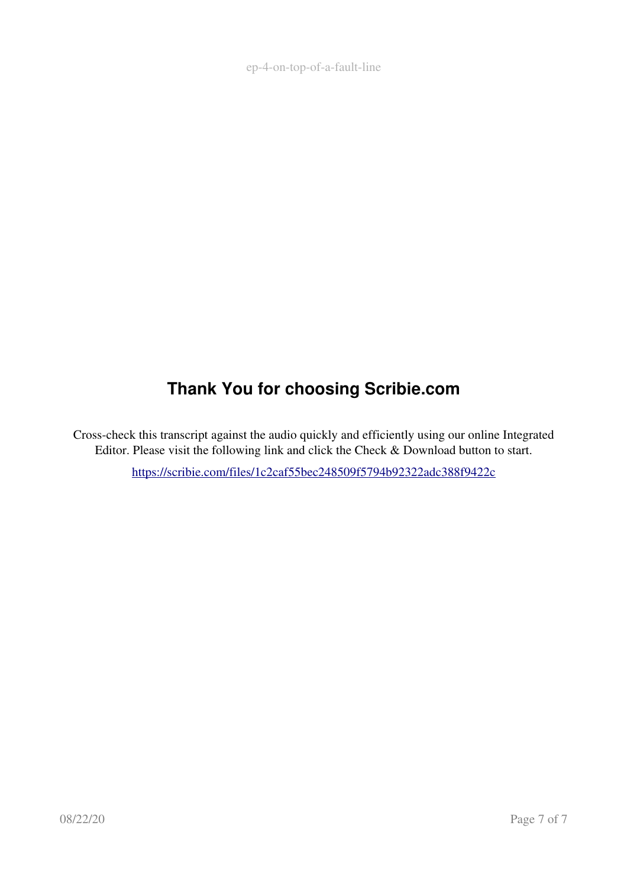## Thank You for choosing Scribie.com

Cross-check this transcript against the audio quickly and efficiently using our online Integrated Editor. Please visit the following link and click the Check & Download button to start.

https://scribie.com/files/1c2caf55bec248509f5794b92322adc388f9422c